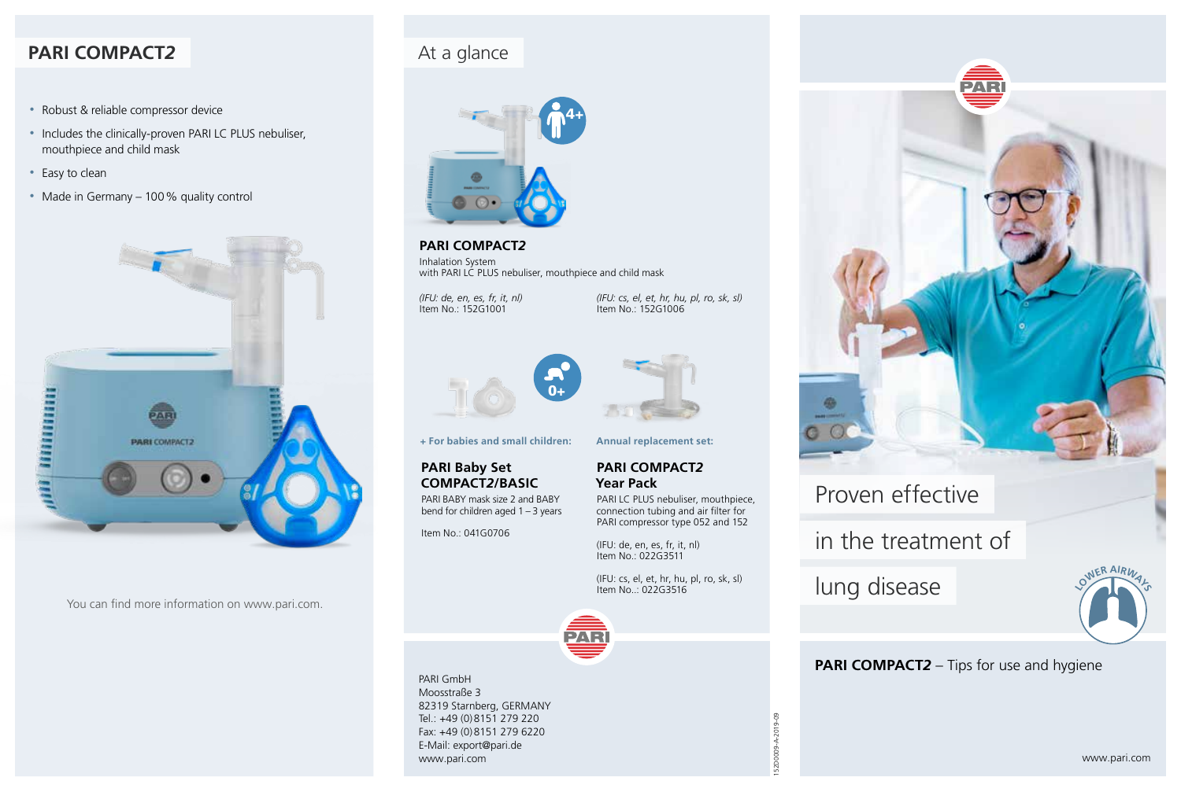## PARI COMPACT2

- Robust & reliable compressor device
- Includes the clinically-proven PARI LC PLUS nebuliser, mouthpiece and child mask
- Easy to clean
- Made in Germany – 100 % quality control

You can find more information on www.pari.com.

## At a glance

4+

**PARI COMPACT2**
Inhalation System
with PARI LC PLUS nebuliser, mouthpiece and child mask

*(IFU: de, en, es, fr, it, nl)*
Item No.: 152G1001

*(IFU: cs, el, et, hr, hu, pl, ro, sk, sl)*
Item No.: 152G1006

0+

**+ For babies and small children:**

**PARI Baby Set COMPACT2/BASIC**
PARI BABY mask size 2 and BABY bend for children aged 1 – 3 years

Item No.: 041G0706

**Annual replacement set:**

**PARI COMPACT2 Year Pack**
PARI LC PLUS nebuliser, mouthpiece, connection tubing and air filter for PARI compressor type 052 and 152

(IFU: de, en, es, fr, it, nl)
Item No.: 022G3511

(IFU: cs, el, et, hr, hu, pl, ro, sk, sl)
Item No.: 022G3516

PARI GmbH
Moosstraße 3
82319 Starnberg, GERMANY
Tel.: +49 (0) 8151 279 220
Fax: +49 (0) 8151 279 6220
E-Mail: export@pari.de
www.pari.com

152D0009-A-2019-09

Proven effective

in the treatment of

lung disease

LOWER AIRWAYS

**PARI COMPACT2** – Tips for use and hygiene

www.pari.com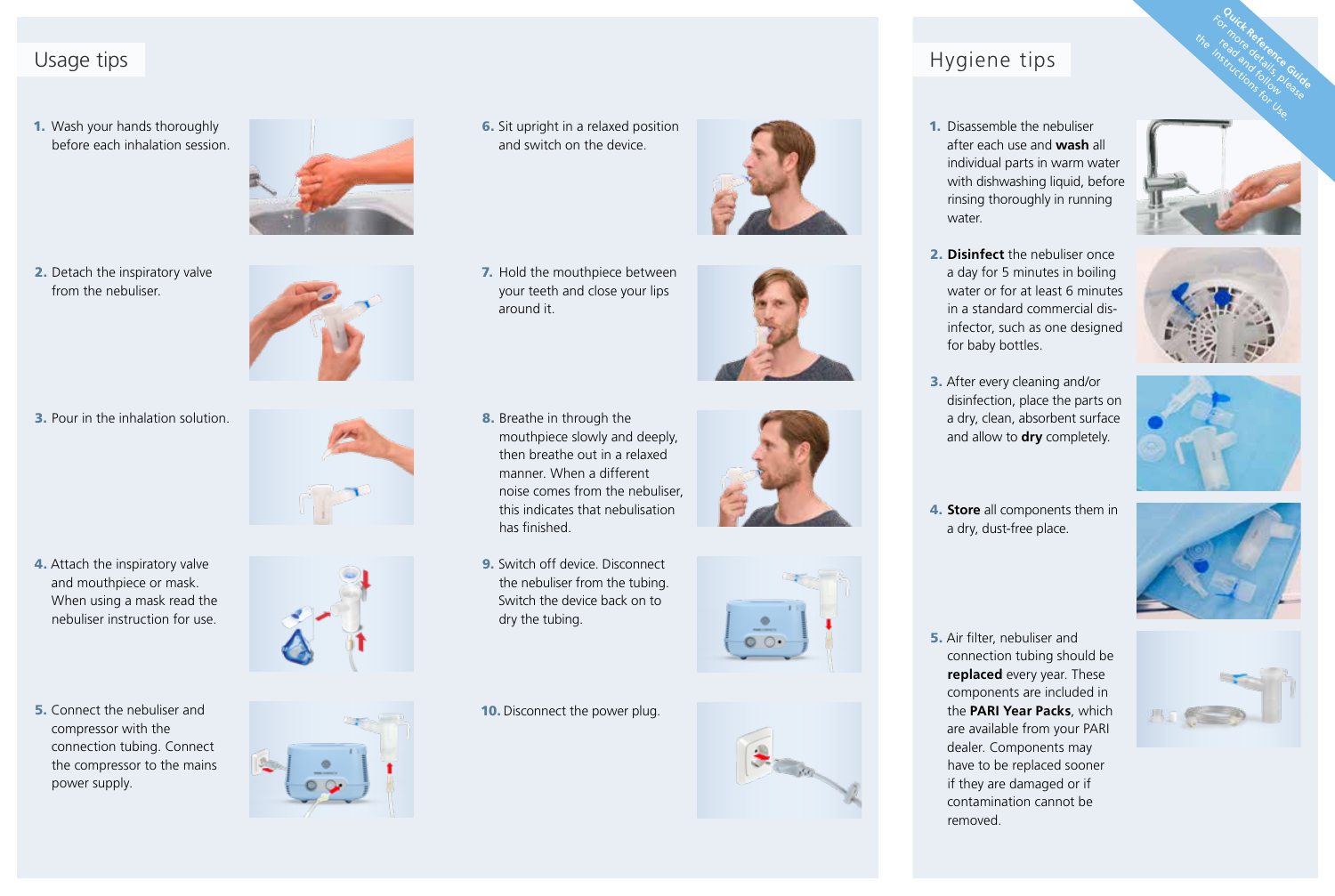## Usage tips

1. Wash your hands thoroughly before each inhalation session.
2. Detach the inspiratory valve from the nebuliser.
3. Pour in the inhalation solution.
4. Attach the inspiratory valve and mouthpiece or mask. When using a mask read the nebuliser instruction for use.
5. Connect the nebuliser and compressor with the connection tubing. Connect the compressor to the mains power supply.
6. Sit upright in a relaxed position and switch on the device.
7. Hold the mouthpiece between your teeth and close your lips around it.
8. Breathe in through the mouthpiece slowly and deeply, then breathe out in a relaxed manner. When a different noise comes from the nebuliser, this indicates that nebulisation has finished.
9. Switch off device. Disconnect the nebuliser from the tubing. Switch the device back on to dry the tubing.
10. Disconnect the power plug.

## Hygiene tips

Quick Reference Guide
For more details, please read and follow the Instructions for Use.

1. Disassemble the nebuliser after each use and **wash** all individual parts in warm water with dishwashing liquid, before rinsing thoroughly in running water.
2. **Disinfect** the nebuliser once a day for 5 minutes in boiling water or for at least 6 minutes in a standard commercial disinfector, such as one designed for baby bottles.
3. After every cleaning and/or disinfection, place the parts on a dry, clean, absorbent surface and allow to **dry** completely.
4. **Store** all components them in a dry, dust-free place.
5. Air filter, nebuliser and connection tubing should be **replaced** every year. These components are included in the **PARI Year Packs**, which are available from your PARI dealer. Components may have to be replaced sooner if they are damaged or if contamination cannot be removed.